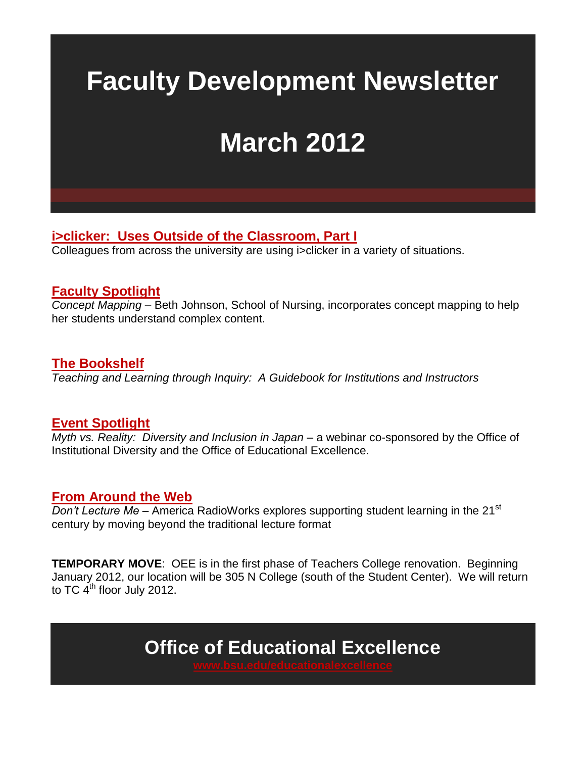# Faculty Development Newsletter

# March 2012

## i>clicker: Uses Outside of the Classroom, Part I

Colleagues from across the university are using i>clicker in a variety of situations.

## Faculty Spotlight

*Concept Mapping* – Beth Johnson, School of Nursing, incorporates concept mapping to help her students understand complex content.

## The Bookshelf

*Teaching and Learning through Inquiry: A Guidebook for Institutions and Instructors*

## Event Spotlight

*Myth vs. Reality: Diversity and Inclusion in Japan* – a webinar co-sponsored by the Office of Institutional Diversity and the Office of Educational Excellence.

## From Around the Web

*Don't Lecture Me* – America RadioWorks explores supporting student learning in the 21st century by moving beyond the traditional lecture format

**TEMPORARY MOVE**: OEE is in the first phase of Teachers College renovation. Beginning January 2012, our location will be 305 N College (south of the Student Center). We will return to TC 4th floor July 2012.

## Office of Educational Excellence

www.bsu.edu/educationalexcellence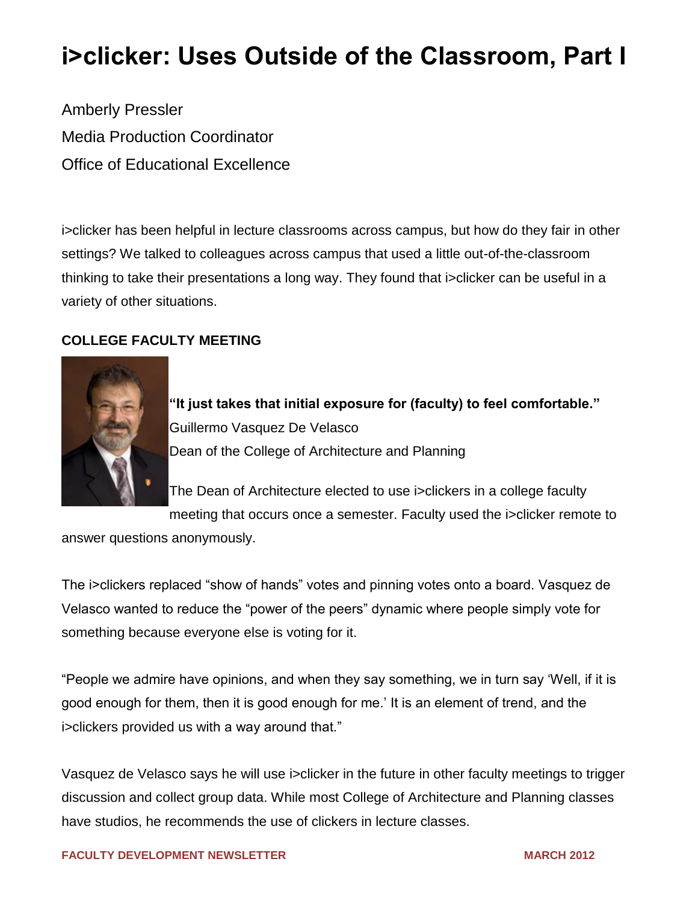# i>clicker: Uses Outside of the Classroom, Part I

Amberly Pressler
Media Production Coordinator
Office of Educational Excellence

i>clicker has been helpful in lecture classrooms across campus, but how do they fair in other settings? We talked to colleagues across campus that used a little out-of-the-classroom thinking to take their presentations a long way. They found that i>clicker can be useful in a variety of other situations.

**COLLEGE FACULTY MEETING**

**"It just takes that initial exposure for (faculty) to feel comfortable."**
Guillermo Vasquez De Velasco
Dean of the College of Architecture and Planning

The Dean of Architecture elected to use i>clickers in a college faculty meeting that occurs once a semester. Faculty used the i>clicker remote to answer questions anonymously.

The i>clickers replaced "show of hands" votes and pinning votes onto a board. Vasquez de Velasco wanted to reduce the "power of the peers" dynamic where people simply vote for something because everyone else is voting for it.

"People we admire have opinions, and when they say something, we in turn say 'Well, if it is good enough for them, then it is good enough for me.' It is an element of trend, and the i>clickers provided us with a way around that."

Vasquez de Velasco says he will use i>clicker in the future in other faculty meetings to trigger discussion and collect group data. While most College of Architecture and Planning classes have studios, he recommends the use of clickers in lecture classes.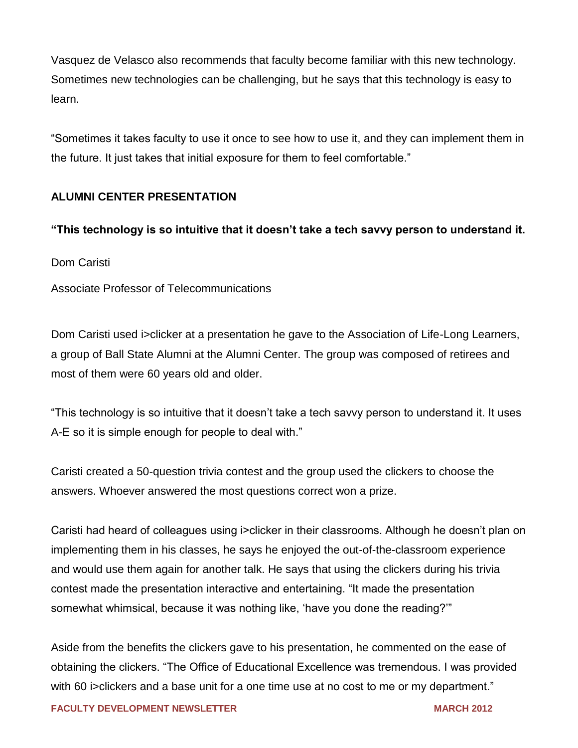Vasquez de Velasco also recommends that faculty become familiar with this new technology. Sometimes new technologies can be challenging, but he says that this technology is easy to learn.

“Sometimes it takes faculty to use it once to see how to use it, and they can implement them in the future. It just takes that initial exposure for them to feel comfortable.”

## ALUMNI CENTER PRESENTATION

**“This technology is so intuitive that it doesn’t take a tech savvy person to understand it.**

Dom Caristi

Associate Professor of Telecommunications

Dom Caristi used i>clicker at a presentation he gave to the Association of Life-Long Learners, a group of Ball State Alumni at the Alumni Center. The group was composed of retirees and most of them were 60 years old and older.

“This technology is so intuitive that it doesn’t take a tech savvy person to understand it. It uses A-E so it is simple enough for people to deal with.”

Caristi created a 50-question trivia contest and the group used the clickers to choose the answers. Whoever answered the most questions correct won a prize.

Caristi had heard of colleagues using i>clicker in their classrooms. Although he doesn’t plan on implementing them in his classes, he says he enjoyed the out-of-the-classroom experience and would use them again for another talk. He says that using the clickers during his trivia contest made the presentation interactive and entertaining. “It made the presentation somewhat whimsical, because it was nothing like, ‘have you done the reading?’”

Aside from the benefits the clickers gave to his presentation, he commented on the ease of obtaining the clickers. “The Office of Educational Excellence was tremendous. I was provided with 60 i>clickers and a base unit for a one time use at no cost to me or my department.”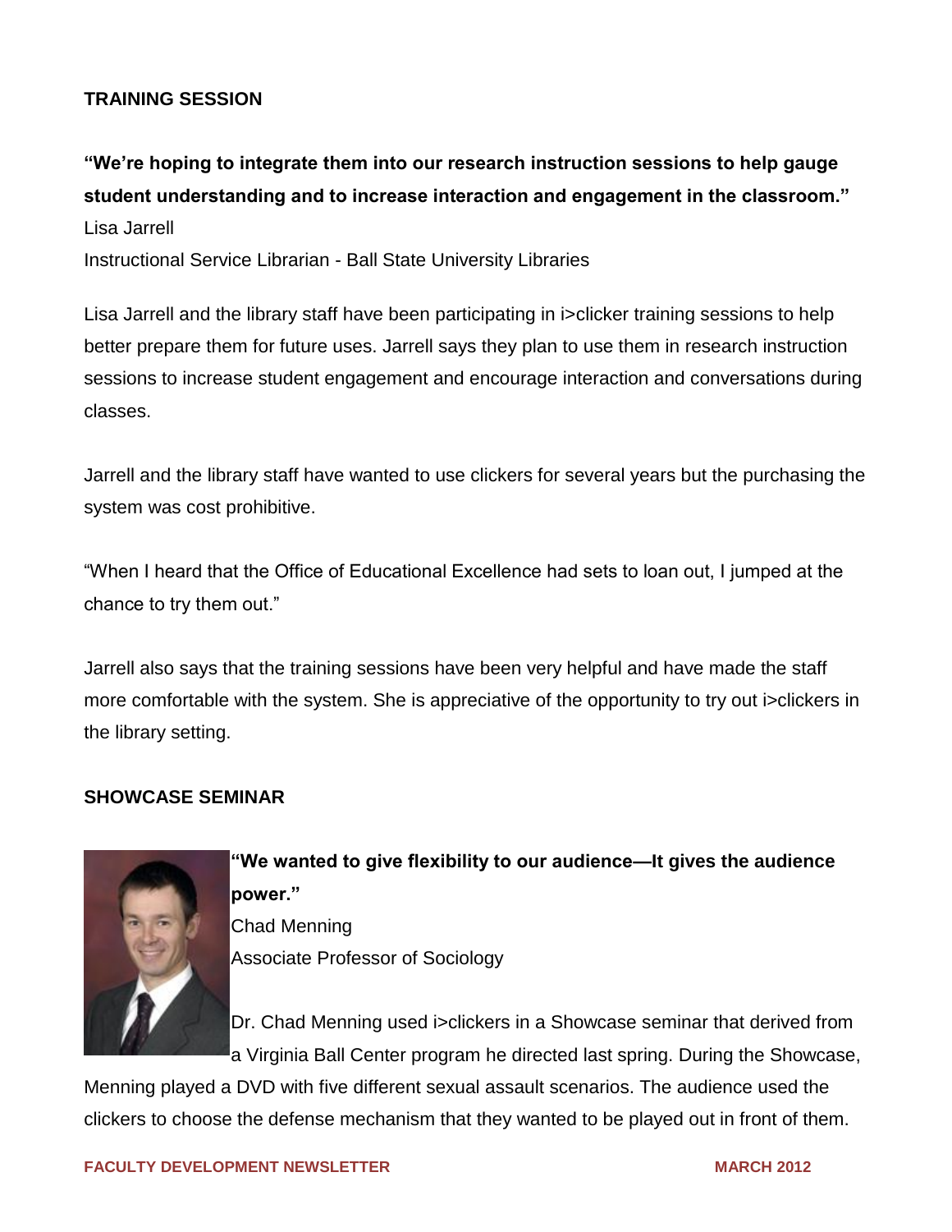## TRAINING SESSION

**"We're hoping to integrate them into our research instruction sessions to help gauge student understanding and to increase interaction and engagement in the classroom."**

Lisa Jarrell

Instructional Service Librarian - Ball State University Libraries

Lisa Jarrell and the library staff have been participating in i>clicker training sessions to help better prepare them for future uses. Jarrell says they plan to use them in research instruction sessions to increase student engagement and encourage interaction and conversations during classes.

Jarrell and the library staff have wanted to use clickers for several years but the purchasing the system was cost prohibitive.

"When I heard that the Office of Educational Excellence had sets to loan out, I jumped at the chance to try them out."

Jarrell also says that the training sessions have been very helpful and have made the staff more comfortable with the system. She is appreciative of the opportunity to try out i>clickers in the library setting.

## SHOWCASE SEMINAR

**"We wanted to give flexibility to our audience—It gives the audience power."**

Chad Menning

Associate Professor of Sociology

Dr. Chad Menning used i>clickers in a Showcase seminar that derived from a Virginia Ball Center program he directed last spring. During the Showcase, Menning played a DVD with five different sexual assault scenarios. The audience used the clickers to choose the defense mechanism that they wanted to be played out in front of them.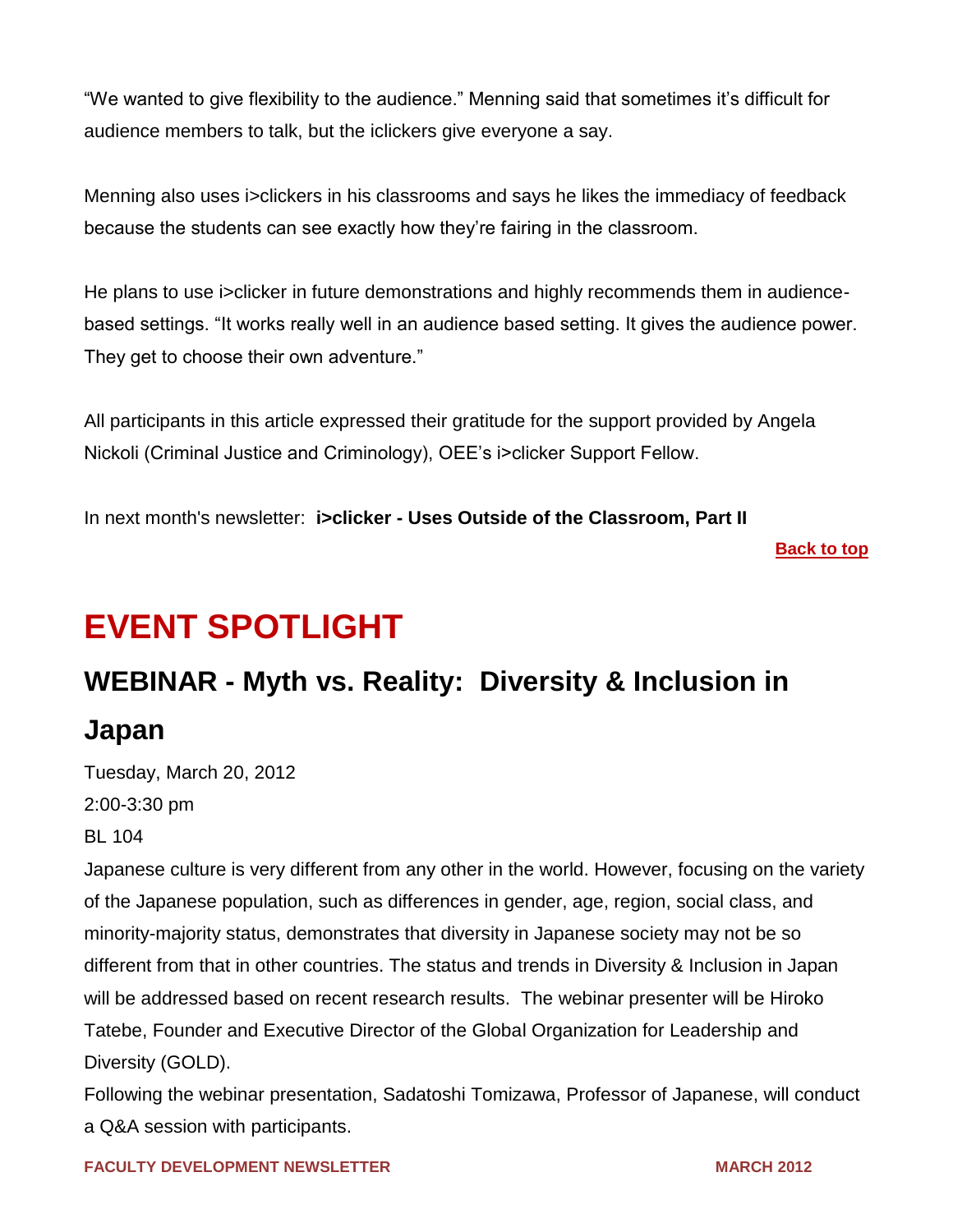"We wanted to give flexibility to the audience." Menning said that sometimes it's difficult for audience members to talk, but the iclickers give everyone a say.

Menning also uses i>clickers in his classrooms and says he likes the immediacy of feedback because the students can see exactly how they're fairing in the classroom.

He plans to use i>clicker in future demonstrations and highly recommends them in audience-based settings. "It works really well in an audience based setting. It gives the audience power. They get to choose their own adventure."

All participants in this article expressed their gratitude for the support provided by Angela Nickoli (Criminal Justice and Criminology), OEE's i>clicker Support Fellow.

In next month's newsletter: **i>clicker - Uses Outside of the Classroom, Part II**

**Back to top**

# EVENT SPOTLIGHT

## WEBINAR - Myth vs. Reality: Diversity & Inclusion in Japan

Tuesday, March 20, 2012

2:00-3:30 pm

BL 104

Japanese culture is very different from any other in the world. However, focusing on the variety of the Japanese population, such as differences in gender, age, region, social class, and minority-majority status, demonstrates that diversity in Japanese society may not be so different from that in other countries. The status and trends in Diversity & Inclusion in Japan will be addressed based on recent research results. The webinar presenter will be Hiroko Tatebe, Founder and Executive Director of the Global Organization for Leadership and Diversity (GOLD).

Following the webinar presentation, Sadatoshi Tomizawa, Professor of Japanese, will conduct a Q&A session with participants.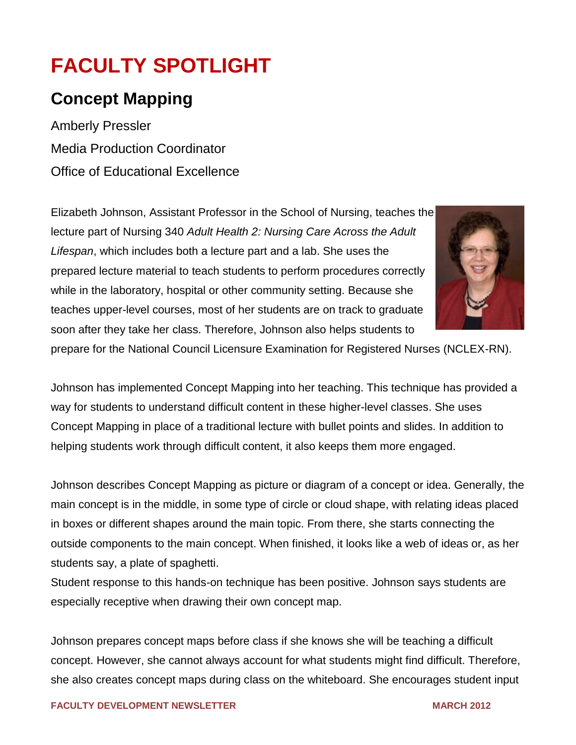# FACULTY SPOTLIGHT

## Concept Mapping

Amberly Pressler

Media Production Coordinator

Office of Educational Excellence

Elizabeth Johnson, Assistant Professor in the School of Nursing, teaches the lecture part of Nursing 340 *Adult Health 2: Nursing Care Across the Adult Lifespan*, which includes both a lecture part and a lab. She uses the prepared lecture material to teach students to perform procedures correctly while in the laboratory, hospital or other community setting. Because she teaches upper-level courses, most of her students are on track to graduate soon after they take her class. Therefore, Johnson also helps students to prepare for the National Council Licensure Examination for Registered Nurses (NCLEX-RN).

Johnson has implemented Concept Mapping into her teaching. This technique has provided a way for students to understand difficult content in these higher-level classes. She uses Concept Mapping in place of a traditional lecture with bullet points and slides. In addition to helping students work through difficult content, it also keeps them more engaged.

Johnson describes Concept Mapping as picture or diagram of a concept or idea. Generally, the main concept is in the middle, in some type of circle or cloud shape, with relating ideas placed in boxes or different shapes around the main topic. From there, she starts connecting the outside components to the main concept. When finished, it looks like a web of ideas or, as her students say, a plate of spaghetti.

Student response to this hands-on technique has been positive. Johnson says students are especially receptive when drawing their own concept map.

Johnson prepares concept maps before class if she knows she will be teaching a difficult concept. However, she cannot always account for what students might find difficult. Therefore, she also creates concept maps during class on the whiteboard. She encourages student input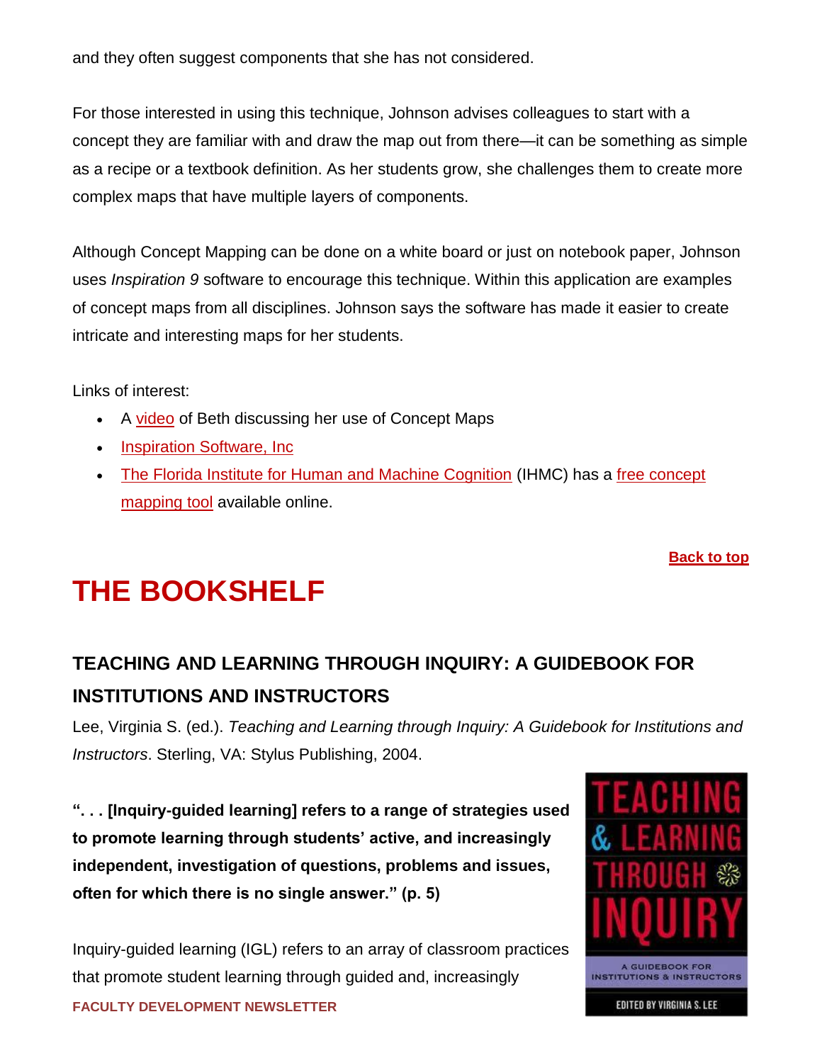and they often suggest components that she has not considered.

For those interested in using this technique, Johnson advises colleagues to start with a concept they are familiar with and draw the map out from there—it can be something as simple as a recipe or a textbook definition. As her students grow, she challenges them to create more complex maps that have multiple layers of components.

Although Concept Mapping can be done on a white board or just on notebook paper, Johnson uses *Inspiration 9* software to encourage this technique. Within this application are examples of concept maps from all disciplines. Johnson says the software has made it easier to create intricate and interesting maps for her students.

Links of interest:

- A video of Beth discussing her use of Concept Maps
- Inspiration Software, Inc
- The Florida Institute for Human and Machine Cognition (IHMC) has a free concept mapping tool available online.

**Back to top**

# THE BOOKSHELF

## TEACHING AND LEARNING THROUGH INQUIRY: A GUIDEBOOK FOR INSTITUTIONS AND INSTRUCTORS

Lee, Virginia S. (ed.). *Teaching and Learning through Inquiry: A Guidebook for Institutions and Instructors*. Sterling, VA: Stylus Publishing, 2004.

**". . . [Inquiry-guided learning] refers to a range of strategies used to promote learning through students' active, and increasingly independent, investigation of questions, problems and issues, often for which there is no single answer." (p. 5)**

Inquiry-guided learning (IGL) refers to an array of classroom practices that promote student learning through guided and, increasingly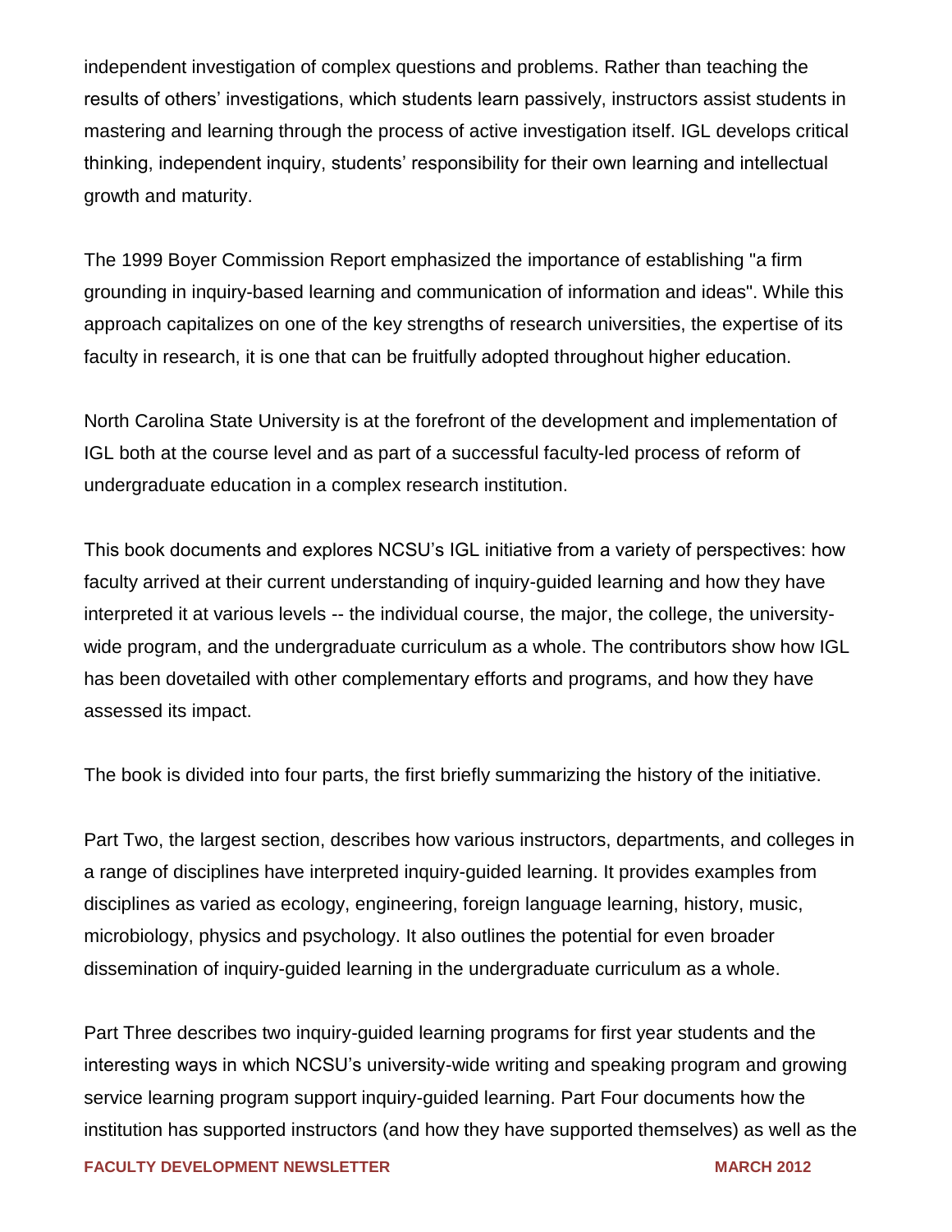independent investigation of complex questions and problems. Rather than teaching the results of others' investigations, which students learn passively, instructors assist students in mastering and learning through the process of active investigation itself. IGL develops critical thinking, independent inquiry, students' responsibility for their own learning and intellectual growth and maturity.

The 1999 Boyer Commission Report emphasized the importance of establishing "a firm grounding in inquiry-based learning and communication of information and ideas". While this approach capitalizes on one of the key strengths of research universities, the expertise of its faculty in research, it is one that can be fruitfully adopted throughout higher education.

North Carolina State University is at the forefront of the development and implementation of IGL both at the course level and as part of a successful faculty-led process of reform of undergraduate education in a complex research institution.

This book documents and explores NCSU's IGL initiative from a variety of perspectives: how faculty arrived at their current understanding of inquiry-guided learning and how they have interpreted it at various levels -- the individual course, the major, the college, the university-wide program, and the undergraduate curriculum as a whole. The contributors show how IGL has been dovetailed with other complementary efforts and programs, and how they have assessed its impact.

The book is divided into four parts, the first briefly summarizing the history of the initiative.

Part Two, the largest section, describes how various instructors, departments, and colleges in a range of disciplines have interpreted inquiry-guided learning. It provides examples from disciplines as varied as ecology, engineering, foreign language learning, history, music, microbiology, physics and psychology. It also outlines the potential for even broader dissemination of inquiry-guided learning in the undergraduate curriculum as a whole.

Part Three describes two inquiry-guided learning programs for first year students and the interesting ways in which NCSU's university-wide writing and speaking program and growing service learning program support inquiry-guided learning. Part Four documents how the institution has supported instructors (and how they have supported themselves) as well as the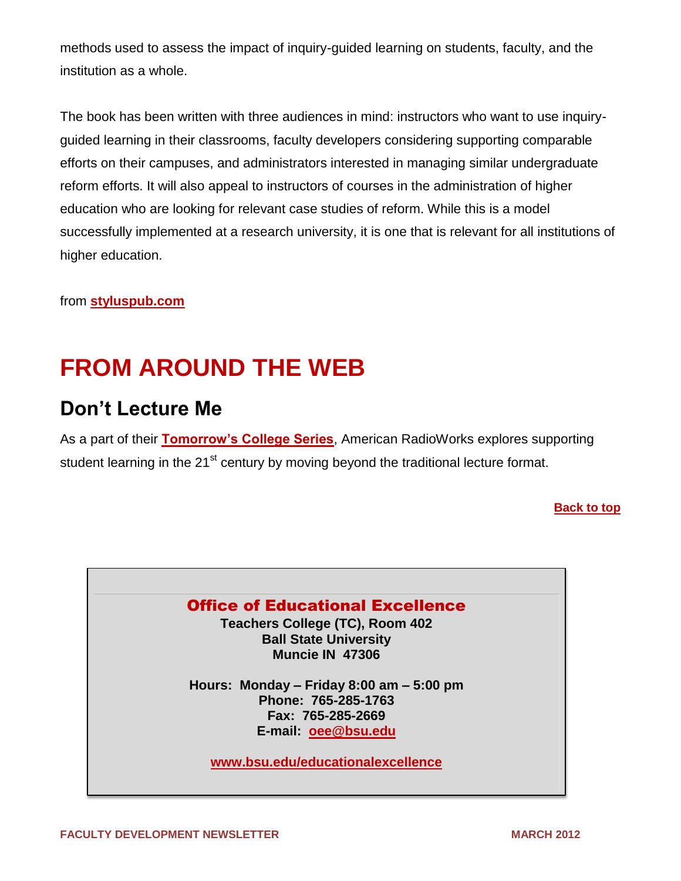methods used to assess the impact of inquiry-guided learning on students, faculty, and the institution as a whole.

The book has been written with three audiences in mind: instructors who want to use inquiry-guided learning in their classrooms, faculty developers considering supporting comparable efforts on their campuses, and administrators interested in managing similar undergraduate reform efforts. It will also appeal to instructors of courses in the administration of higher education who are looking for relevant case studies of reform. While this is a model successfully implemented at a research university, it is one that is relevant for all institutions of higher education.

from **styluspub.com**

# FROM AROUND THE WEB

## Don't Lecture Me

As a part of their **Tomorrow's College Series**, American RadioWorks explores supporting student learning in the 21st century by moving beyond the traditional lecture format.

**Back to top**

---

**Office of Educational Excellence**
**Teachers College (TC), Room 402**
**Ball State University**
**Muncie IN 47306**

**Hours: Monday – Friday 8:00 am – 5:00 pm**
**Phone: 765-285-1763**
**Fax: 765-285-2669**
**E-mail: oee@bsu.edu**

**www.bsu.edu/educationalexcellence**